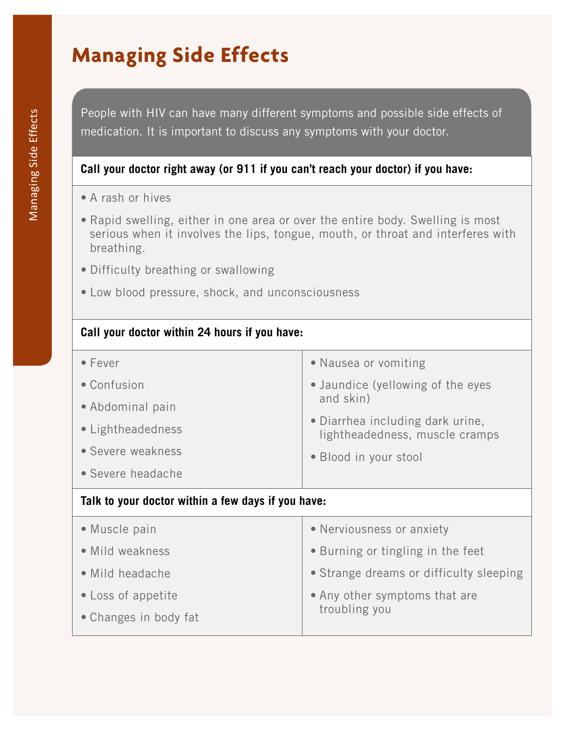# Managing Side Effects

People with HIV can have many different symptoms and possible side effects of medication. It is important to discuss any symptoms with your doctor.

**Call your doctor right away (or 911 if you can't reach your doctor) if you have:**

- A rash or hives
- Rapid swelling, either in one area or over the entire body. Swelling is most serious when it involves the lips, tongue, mouth, or throat and interferes with breathing.
- Difficulty breathing or swallowing
- Low blood pressure, shock, and unconsciousness

**Call your doctor within 24 hours if you have:**

- Fever
- Confusion
- Abdominal pain
- Lightheadedness
- Severe weakness
- Severe headache
- Nausea or vomiting
- Jaundice (yellowing of the eyes and skin)
- Diarrhea including dark urine, lightheadedness, muscle cramps
- Blood in your stool

**Talk to your doctor within a few days if you have:**

- Muscle pain
- Mild weakness
- Mild headache
- Loss of appetite
- Changes in body fat
- Nerviousness or anxiety
- Burning or tingling in the feet
- Strange dreams or difficulty sleeping
- Any other symptoms that are troubling you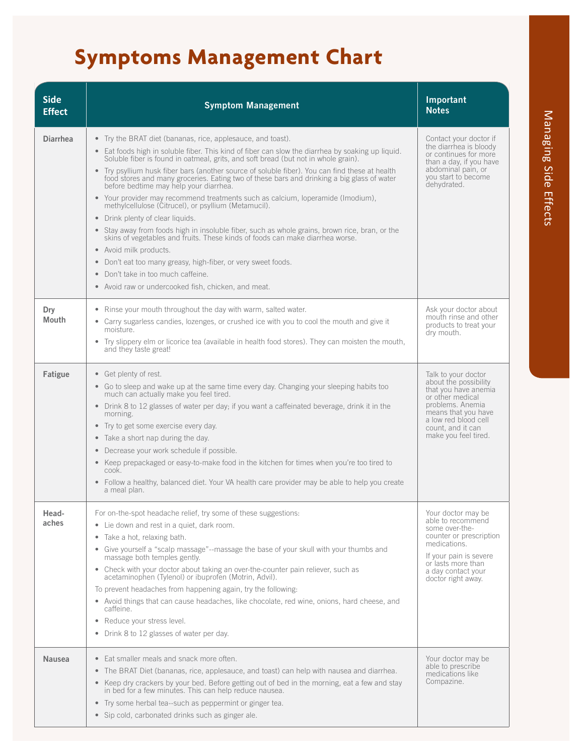# Symptoms Management Chart

| Side Effect | Symptom Management | Important Notes |
|---|---|---|
| **Diarrhea** | • Try the BRAT diet (bananas, rice, applesauce, and toast).<br>• Eat foods high in soluble fiber. This kind of fiber can slow the diarrhea by soaking up liquid. Soluble fiber is found in oatmeal, grits, and soft bread (but not in whole grain).<br>• Try psyllium husk fiber bars (another source of soluble fiber). You can find these at health food stores and many groceries. Eating two of these bars and drinking a big glass of water before bedtime may help your diarrhea.<br>• Your provider may recommend treatments such as calcium, loperamide (Imodium), methylcellulose (Citrucel), or psyllium (Metamucil).<br>• Drink plenty of clear liquids.<br>• Stay away from foods high in insoluble fiber, such as whole grains, brown rice, bran, or the skins of vegetables and fruits. These kinds of foods can make diarrhea worse.<br>• Avoid milk products.<br>• Don't eat too many greasy, high-fiber, or very sweet foods.<br>• Don't take in too much caffeine.<br>• Avoid raw or undercooked fish, chicken, and meat. | Contact your doctor if the diarrhea is bloody or continues for more than a day, if you have abdominal pain, or you start to become dehydrated. |
| **Dry Mouth** | • Rinse your mouth throughout the day with warm, salted water.<br>• Carry sugarless candies, lozenges, or crushed ice with you to cool the mouth and give it moisture.<br>• Try slippery elm or licorice tea (available in health food stores). They can moisten the mouth, and they taste great! | Ask your doctor about mouth rinse and other products to treat your dry mouth. |
| **Fatigue** | • Get plenty of rest.<br>• Go to sleep and wake up at the same time every day. Changing your sleeping habits too much can actually make you feel tired.<br>• Drink 8 to 12 glasses of water per day; if you want a caffeinated beverage, drink it in the morning.<br>• Try to get some exercise every day.<br>• Take a short nap during the day.<br>• Decrease your work schedule if possible.<br>• Keep prepackaged or easy-to-make food in the kitchen for times when you're too tired to cook.<br>• Follow a healthy, balanced diet. Your VA health care provider may be able to help you create a meal plan. | Talk to your doctor about the possibility that you have anemia or other medical problems. Anemia means that you have a low red blood cell count, and it can make you feel tired. |
| **Head-aches** | For on-the-spot headache relief, try some of these suggestions:<br>• Lie down and rest in a quiet, dark room.<br>• Take a hot, relaxing bath.<br>• Give yourself a "scalp massage"--massage the base of your skull with your thumbs and massage both temples gently.<br>• Check with your doctor about taking an over-the-counter pain reliever, such as acetaminophen (Tylenol) or ibuprofen (Motrin, Advil).<br>To prevent headaches from happening again, try the following:<br>• Avoid things that can cause headaches, like chocolate, red wine, onions, hard cheese, and caffeine.<br>• Reduce your stress level.<br>• Drink 8 to 12 glasses of water per day. | Your doctor may be able to recommend some over-the-counter or prescription medications.<br>If your pain is severe or lasts more than a day contact your doctor right away. |
| **Nausea** | • Eat smaller meals and snack more often.<br>• The BRAT Diet (bananas, rice, applesauce, and toast) can help with nausea and diarrhea.<br>• Keep dry crackers by your bed. Before getting out of bed in the morning, eat a few and stay in bed for a few minutes. This can help reduce nausea.<br>• Try some herbal tea--such as peppermint or ginger tea.<br>• Sip cold, carbonated drinks such as ginger ale. | Your doctor may be able to prescribe medications like Compazine. |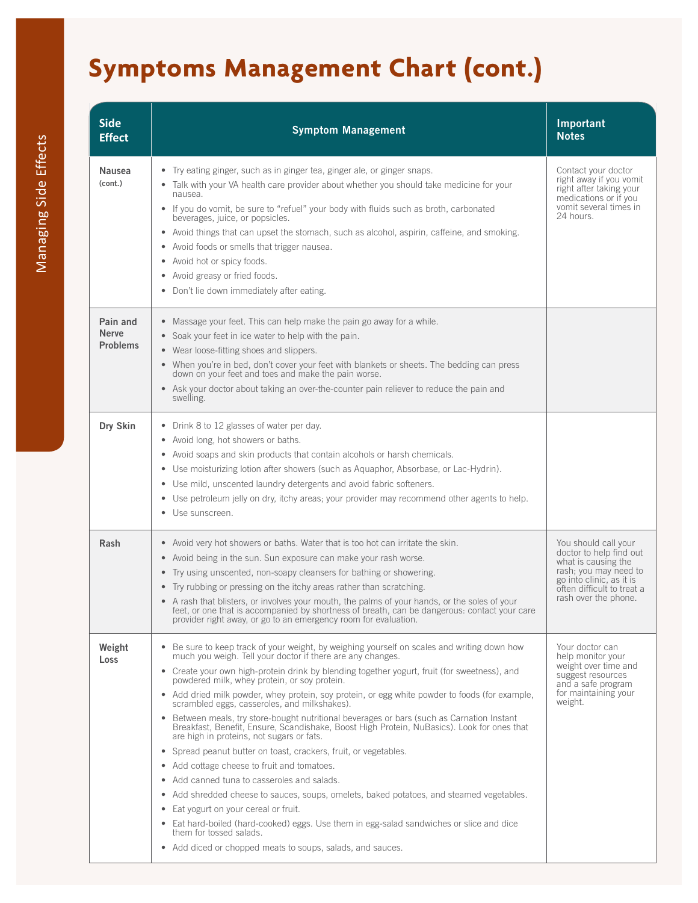# Symptoms Management Chart (cont.)

| Side Effect | Symptom Management | Important Notes |
|---|---|---|
| **Nausea** (cont.) | • Try eating ginger, such as in ginger tea, ginger ale, or ginger snaps.<br>• Talk with your VA health care provider about whether you should take medicine for your nausea.<br>• If you do vomit, be sure to "refuel" your body with fluids such as broth, carbonated beverages, juice, or popsicles.<br>• Avoid things that can upset the stomach, such as alcohol, aspirin, caffeine, and smoking.<br>• Avoid foods or smells that trigger nausea.<br>• Avoid hot or spicy foods.<br>• Avoid greasy or fried foods.<br>• Don't lie down immediately after eating. | Contact your doctor right away if you vomit right after taking your medications or if you vomit several times in 24 hours. |
| **Pain and Nerve Problems** | • Massage your feet. This can help make the pain go away for a while.<br>• Soak your feet in ice water to help with the pain.<br>• Wear loose-fitting shoes and slippers.<br>• When you're in bed, don't cover your feet with blankets or sheets. The bedding can press down on your feet and toes and make the pain worse.<br>• Ask your doctor about taking an over-the-counter pain reliever to reduce the pain and swelling. | |
| **Dry Skin** | • Drink 8 to 12 glasses of water per day.<br>• Avoid long, hot showers or baths.<br>• Avoid soaps and skin products that contain alcohols or harsh chemicals.<br>• Use moisturizing lotion after showers (such as Aquaphor, Absorbase, or Lac-Hydrin).<br>• Use mild, unscented laundry detergents and avoid fabric softeners.<br>• Use petroleum jelly on dry, itchy areas; your provider may recommend other agents to help.<br>• Use sunscreen. | |
| **Rash** | • Avoid very hot showers or baths. Water that is too hot can irritate the skin.<br>• Avoid being in the sun. Sun exposure can make your rash worse.<br>• Try using unscented, non-soapy cleansers for bathing or showering.<br>• Try rubbing or pressing on the itchy areas rather than scratching.<br>• A rash that blisters, or involves your mouth, the palms of your hands, or the soles of your feet, or one that is accompanied by shortness of breath, can be dangerous: contact your care provider right away, or go to an emergency room for evaluation. | You should call your doctor to help find out what is causing the rash; you may need to go into clinic, as it is often difficult to treat a rash over the phone. |
| **Weight Loss** | • Be sure to keep track of your weight, by weighing yourself on scales and writing down how much you weigh. Tell your doctor if there are any changes.<br>• Create your own high-protein drink by blending together yogurt, fruit (for sweetness), and powdered milk, whey protein, or soy protein.<br>• Add dried milk powder, whey protein, soy protein, or egg white powder to foods (for example, scrambled eggs, casseroles, and milkshakes).<br>• Between meals, try store-bought nutritional beverages or bars (such as Carnation Instant Breakfast, Benefit, Ensure, Scandishake, Boost High Protein, NuBasics). Look for ones that are high in proteins, not sugars or fats.<br>• Spread peanut butter on toast, crackers, fruit, or vegetables.<br>• Add cottage cheese to fruit and tomatoes.<br>• Add canned tuna to casseroles and salads.<br>• Add shredded cheese to sauces, soups, omelets, baked potatoes, and steamed vegetables.<br>• Eat yogurt on your cereal or fruit.<br>• Eat hard-boiled (hard-cooked) eggs. Use them in egg-salad sandwiches or slice and dice them for tossed salads.<br>• Add diced or chopped meats to soups, salads, and sauces. | Your doctor can help monitor your weight over time and suggest resources and a safe program for maintaining your weight. |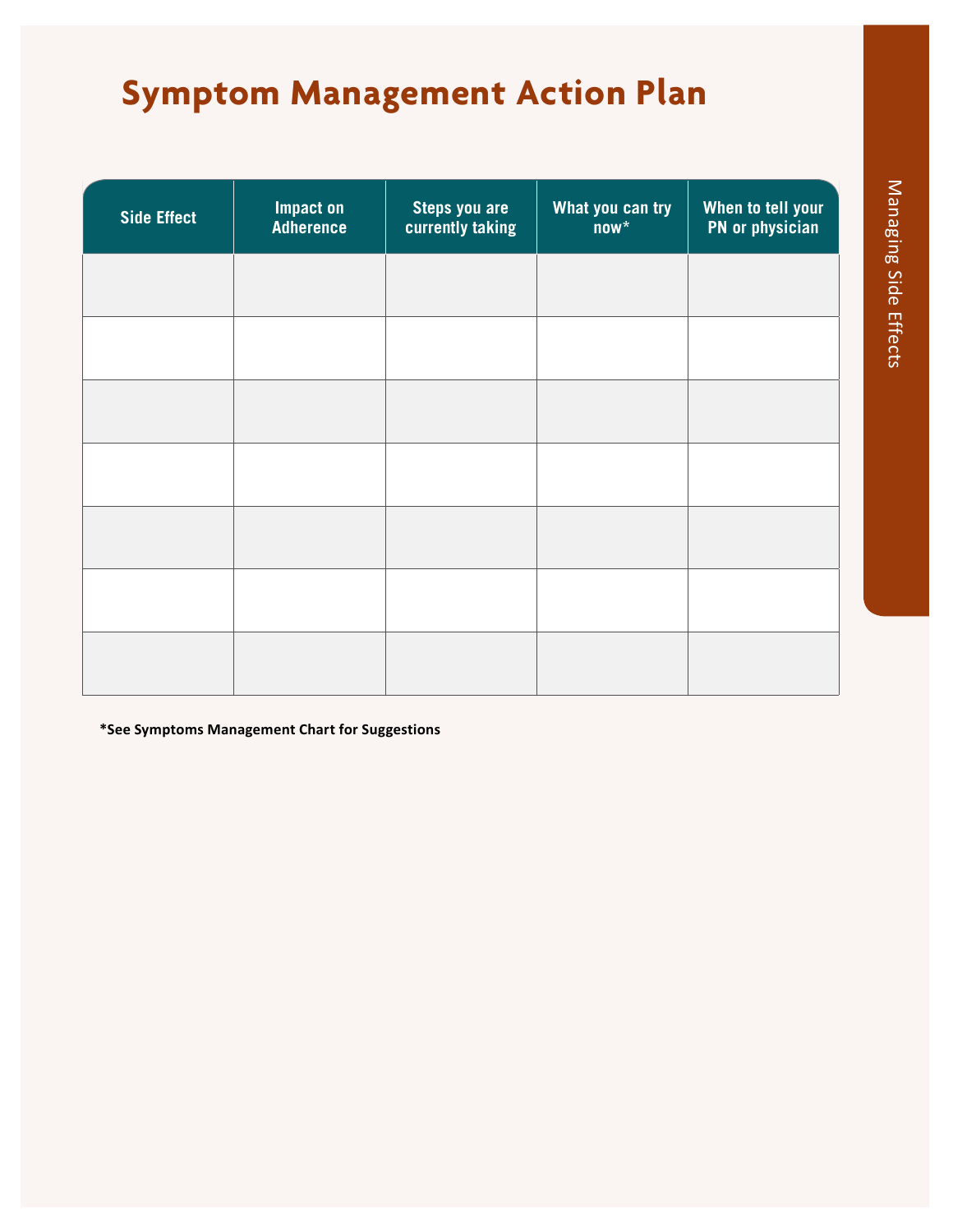# Symptom Management Action Plan

| Side Effect | Impact on Adherence | Steps you are currently taking | What you can try now* | When to tell your PN or physician |
|---|---|---|---|---|
| | | | | |
| | | | | |
| | | | | |
| | | | | |
| | | | | |
| | | | | |
| | | | | |

**\*See Symptoms Management Chart for Suggestions**